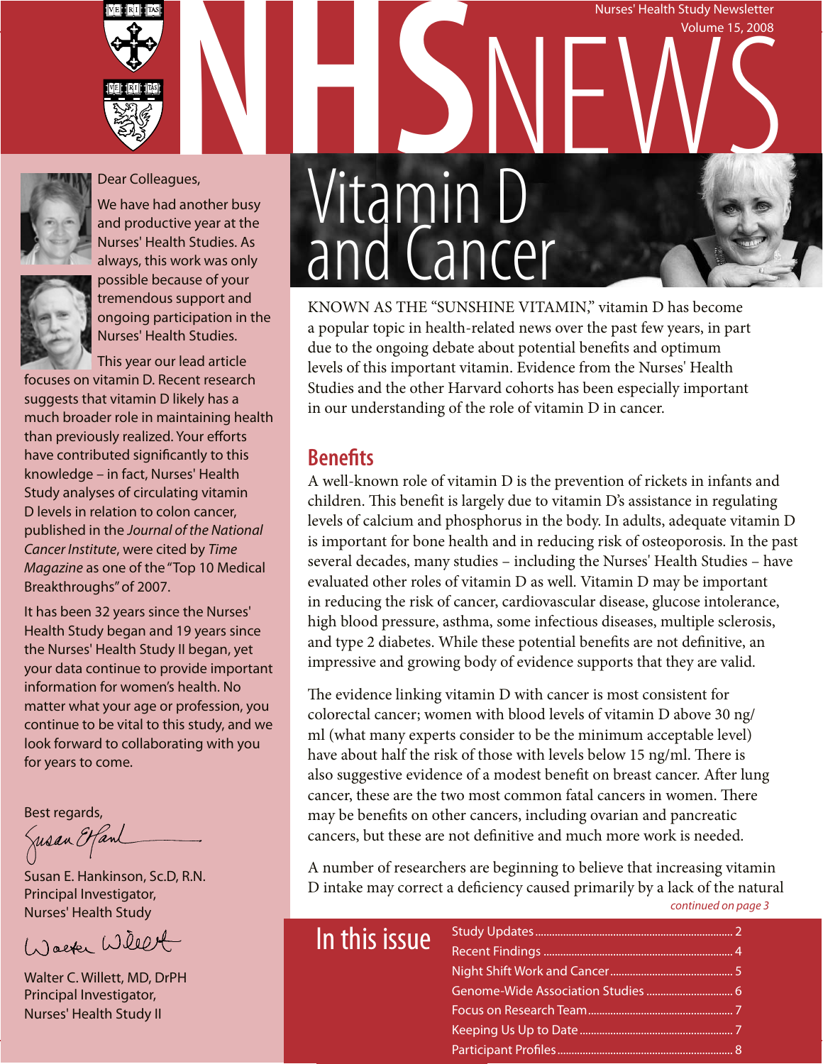Nurses' Health Study Newsletter
Volume 15, 2008

# NHS NEWS

Dear Colleagues,

We have had another busy and productive year at the Nurses' Health Studies. As always, this work was only possible because of your tremendous support and ongoing participation in the Nurses' Health Studies.

This year our lead article focuses on vitamin D. Recent research suggests that vitamin D likely has a much broader role in maintaining health than previously realized. Your efforts have contributed significantly to this knowledge – in fact, Nurses' Health Study analyses of circulating vitamin D levels in relation to colon cancer, published in the *Journal of the National Cancer Institute*, were cited by *Time Magazine* as one of the "Top 10 Medical Breakthroughs" of 2007.

It has been 32 years since the Nurses' Health Study began and 19 years since the Nurses' Health Study II began, yet your data continue to provide important information for women's health. No matter what your age or profession, you continue to be vital to this study, and we look forward to collaborating with you for years to come.

Best regards,

Susan E. Hankinson, Sc.D, R.N.
Principal Investigator,
Nurses' Health Study

Walter C. Willett, MD, DrPH
Principal Investigator,
Nurses' Health Study II

## Vitamin D and Cancer

KNOWN AS THE "SUNSHINE VITAMIN," vitamin D has become a popular topic in health-related news over the past few years, in part due to the ongoing debate about potential benefits and optimum levels of this important vitamin. Evidence from the Nurses' Health Studies and the other Harvard cohorts has been especially important in our understanding of the role of vitamin D in cancer.

### Benefits

A well-known role of vitamin D is the prevention of rickets in infants and children. This benefit is largely due to vitamin D's assistance in regulating levels of calcium and phosphorus in the body. In adults, adequate vitamin D is important for bone health and in reducing risk of osteoporosis. In the past several decades, many studies – including the Nurses' Health Studies – have evaluated other roles of vitamin D as well. Vitamin D may be important in reducing the risk of cancer, cardiovascular disease, glucose intolerance, high blood pressure, asthma, some infectious diseases, multiple sclerosis, and type 2 diabetes. While these potential benefits are not definitive, an impressive and growing body of evidence supports that they are valid.

The evidence linking vitamin D with cancer is most consistent for colorectal cancer; women with blood levels of vitamin D above 30 ng/ml (what many experts consider to be the minimum acceptable level) have about half the risk of those with levels below 15 ng/ml. There is also suggestive evidence of a modest benefit on breast cancer. After lung cancer, these are the two most common fatal cancers in women. There may be benefits on other cancers, including ovarian and pancreatic cancers, but these are not definitive and much more work is needed.

A number of researchers are beginning to believe that increasing vitamin D intake may correct a deficiency caused primarily by a lack of the natural

*continued on page 3*

## In this issue

- Study Updates ........ 2
- Recent Findings ........ 4
- Night Shift Work and Cancer ........ 5
- Genome-Wide Association Studies ........ 6
- Focus on Research Team ........ 7
- Keeping Us Up to Date ........ 7
- Participant Profiles ........ 8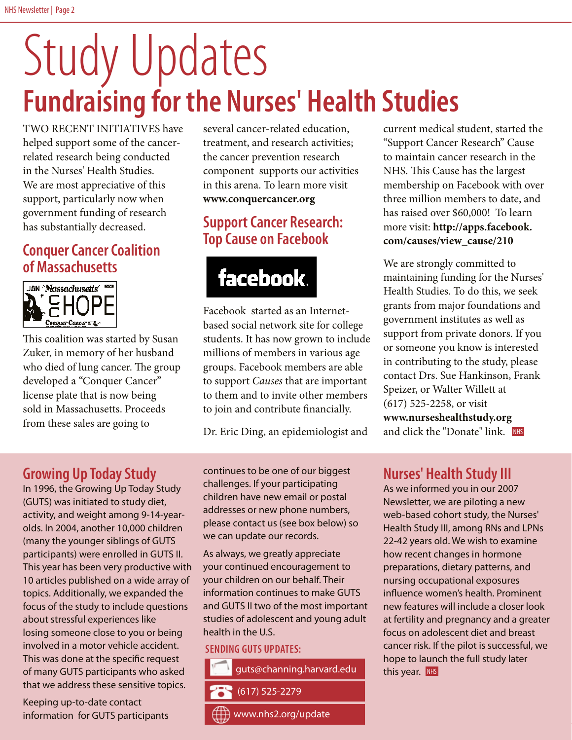# Study Updates

## Fundraising for the Nurses' Health Studies

TWO RECENT INITIATIVES have helped support some of the cancer-related research being conducted in the Nurses' Health Studies. We are most appreciative of this support, particularly now when government funding of research has substantially decreased.

### Conquer Cancer Coalition of Massachusetts

This coalition was started by Susan Zuker, in memory of her husband who died of lung cancer. The group developed a "Conquer Cancer" license plate that is now being sold in Massachusetts. Proceeds from these sales are going to several cancer-related education, treatment, and research activities; the cancer prevention research component supports our activities in this arena. To learn more visit **www.conquercancer.org**

### Support Cancer Research: Top Cause on Facebook

Facebook started as an Internet-based social network site for college students. It has now grown to include millions of members in various age groups. Facebook members are able to support *Causes* that are important to them and to invite other members to join and contribute financially.

Dr. Eric Ding, an epidemiologist and current medical student, started the "Support Cancer Research" Cause to maintain cancer research in the NHS. This Cause has the largest membership on Facebook with over three million members to date, and has raised over $60,000! To learn more visit: **http://apps.facebook.com/causes/view_cause/210**

We are strongly committed to maintaining funding for the Nurses' Health Studies. To do this, we seek grants from major foundations and government institutes as well as support from private donors. If you or someone you know is interested in contributing to the study, please contact Drs. Sue Hankinson, Frank Speizer, or Walter Willett at (617) 525-2258, or visit **www.nurseshealthstudy.org** and click the "Donate" link.

## Growing Up Today Study

In 1996, the Growing Up Today Study (GUTS) was initiated to study diet, activity, and weight among 9-14-year-olds. In 2004, another 10,000 children (many the younger siblings of GUTS participants) were enrolled in GUTS II. This year has been very productive with 10 articles published on a wide array of topics. Additionally, we expanded the focus of the study to include questions about stressful experiences like losing someone close to you or being involved in a motor vehicle accident. This was done at the specific request of many GUTS participants who asked that we address these sensitive topics.

Keeping up-to-date contact information for GUTS participants continues to be one of our biggest challenges. If your participating children have new email or postal addresses or new phone numbers, please contact us (see box below) so we can update our records.

As always, we greatly appreciate your continued encouragement to your children on our behalf. Their information continues to make GUTS and GUTS II two of the most important studies of adolescent and young adult health in the U.S.

### SENDING GUTS UPDATES:

- guts@channing.harvard.edu
- (617) 525-2279
- www.nhs2.org/update

## Nurses' Health Study III

As we informed you in our 2007 Newsletter, we are piloting a new web-based cohort study, the Nurses' Health Study III, among RNs and LPNs 22-42 years old. We wish to examine how recent changes in hormone preparations, dietary patterns, and nursing occupational exposures influence women's health. Prominent new features will include a closer look at fertility and pregnancy and a greater focus on adolescent diet and breast cancer risk. If the pilot is successful, we hope to launch the full study later this year.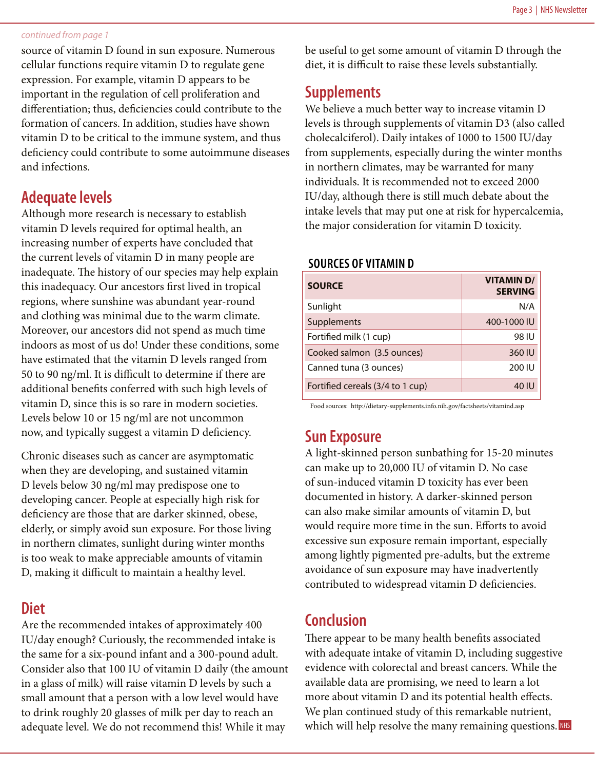*continued from page 1*

source of vitamin D found in sun exposure. Numerous cellular functions require vitamin D to regulate gene expression. For example, vitamin D appears to be important in the regulation of cell proliferation and differentiation; thus, deficiencies could contribute to the formation of cancers. In addition, studies have shown vitamin D to be critical to the immune system, and thus deficiency could contribute to some autoimmune diseases and infections.

## Adequate levels

Although more research is necessary to establish vitamin D levels required for optimal health, an increasing number of experts have concluded that the current levels of vitamin D in many people are inadequate. The history of our species may help explain this inadequacy. Our ancestors first lived in tropical regions, where sunshine was abundant year-round and clothing was minimal due to the warm climate. Moreover, our ancestors did not spend as much time indoors as most of us do! Under these conditions, some have estimated that the vitamin D levels ranged from 50 to 90 ng/ml. It is difficult to determine if there are additional benefits conferred with such high levels of vitamin D, since this is so rare in modern societies. Levels below 10 or 15 ng/ml are not uncommon now, and typically suggest a vitamin D deficiency.

Chronic diseases such as cancer are asymptomatic when they are developing, and sustained vitamin D levels below 30 ng/ml may predispose one to developing cancer. People at especially high risk for deficiency are those that are darker skinned, obese, elderly, or simply avoid sun exposure. For those living in northern climates, sunlight during winter months is too weak to make appreciable amounts of vitamin D, making it difficult to maintain a healthy level.

## Diet

Are the recommended intakes of approximately 400 IU/day enough? Curiously, the recommended intake is the same for a six-pound infant and a 300-pound adult. Consider also that 100 IU of vitamin D daily (the amount in a glass of milk) will raise vitamin D levels by such a small amount that a person with a low level would have to drink roughly 20 glasses of milk per day to reach an adequate level. We do not recommend this! While it may be useful to get some amount of vitamin D through the diet, it is difficult to raise these levels substantially.

## Supplements

We believe a much better way to increase vitamin D levels is through supplements of vitamin D3 (also called cholecalciferol). Daily intakes of 1000 to 1500 IU/day from supplements, especially during the winter months in northern climates, may be warranted for many individuals. It is recommended not to exceed 2000 IU/day, although there is still much debate about the intake levels that may put one at risk for hypercalcemia, the major consideration for vitamin D toxicity.

### SOURCES OF VITAMIN D

| SOURCE | VITAMIN D/ SERVING |
|---|---|
| Sunlight | N/A |
| Supplements | 400-1000 IU |
| Fortified milk (1 cup) | 98 IU |
| Cooked salmon (3.5 ounces) | 360 IU |
| Canned tuna (3 ounces) | 200 IU |
| Fortified cereals (3/4 to 1 cup) | 40 IU |

Food sources: http://dietary-supplements.info.nih.gov/factsheets/vitamind.asp

## Sun Exposure

A light-skinned person sunbathing for 15-20 minutes can make up to 20,000 IU of vitamin D. No case of sun-induced vitamin D toxicity has ever been documented in history. A darker-skinned person can also make similar amounts of vitamin D, but would require more time in the sun. Efforts to avoid excessive sun exposure remain important, especially among lightly pigmented pre-adults, but the extreme avoidance of sun exposure may have inadvertently contributed to widespread vitamin D deficiencies.

## Conclusion

There appear to be many health benefits associated with adequate intake of vitamin D, including suggestive evidence with colorectal and breast cancers. While the available data are promising, we need to learn a lot more about vitamin D and its potential health effects. We plan continued study of this remarkable nutrient, which will help resolve the many remaining questions.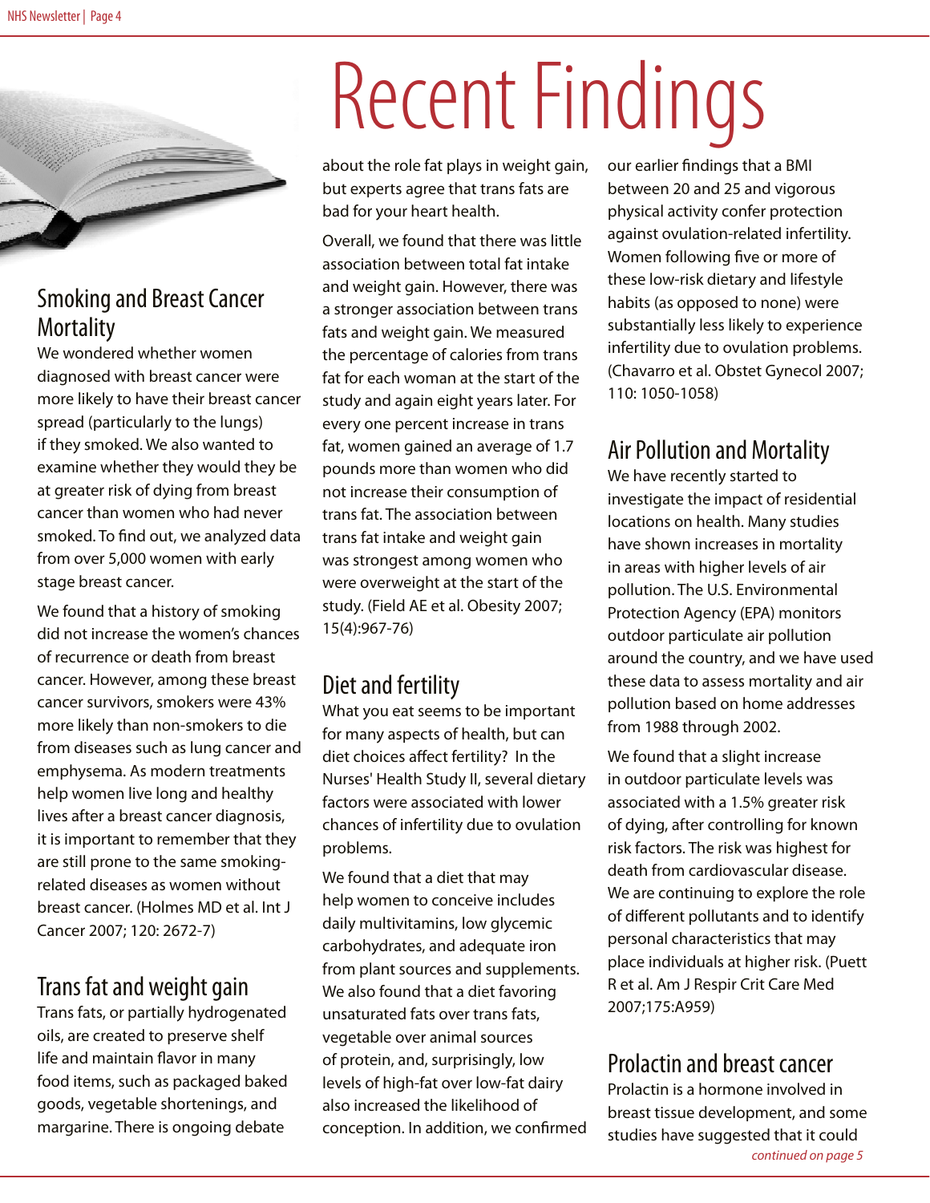# Recent Findings

## Smoking and Breast Cancer Mortality

We wondered whether women diagnosed with breast cancer were more likely to have their breast cancer spread (particularly to the lungs) if they smoked. We also wanted to examine whether they would they be at greater risk of dying from breast cancer than women who had never smoked. To find out, we analyzed data from over 5,000 women with early stage breast cancer.

We found that a history of smoking did not increase the women's chances of recurrence or death from breast cancer. However, among these breast cancer survivors, smokers were 43% more likely than non-smokers to die from diseases such as lung cancer and emphysema. As modern treatments help women live long and healthy lives after a breast cancer diagnosis, it is important to remember that they are still prone to the same smoking-related diseases as women without breast cancer. (Holmes MD et al. Int J Cancer 2007; 120: 2672-7)

## Trans fat and weight gain

Trans fats, or partially hydrogenated oils, are created to preserve shelf life and maintain flavor in many food items, such as packaged baked goods, vegetable shortenings, and margarine. There is ongoing debate about the role fat plays in weight gain, but experts agree that trans fats are bad for your heart health.

Overall, we found that there was little association between total fat intake and weight gain. However, there was a stronger association between trans fats and weight gain. We measured the percentage of calories from trans fat for each woman at the start of the study and again eight years later. For every one percent increase in trans fat, women gained an average of 1.7 pounds more than women who did not increase their consumption of trans fat. The association between trans fat intake and weight gain was strongest among women who were overweight at the start of the study. (Field AE et al. Obesity 2007; 15(4):967-76)

## Diet and fertility

What you eat seems to be important for many aspects of health, but can diet choices affect fertility? In the Nurses' Health Study II, several dietary factors were associated with lower chances of infertility due to ovulation problems.

We found that a diet that may help women to conceive includes daily multivitamins, low glycemic carbohydrates, and adequate iron from plant sources and supplements. We also found that a diet favoring unsaturated fats over trans fats, vegetable over animal sources of protein, and, surprisingly, low levels of high-fat over low-fat dairy also increased the likelihood of conception. In addition, we confirmed our earlier findings that a BMI between 20 and 25 and vigorous physical activity confer protection against ovulation-related infertility. Women following five or more of these low-risk dietary and lifestyle habits (as opposed to none) were substantially less likely to experience infertility due to ovulation problems. (Chavarro et al. Obstet Gynecol 2007; 110: 1050-1058)

## Air Pollution and Mortality

We have recently started to investigate the impact of residential locations on health. Many studies have shown increases in mortality in areas with higher levels of air pollution. The U.S. Environmental Protection Agency (EPA) monitors outdoor particulate air pollution around the country, and we have used these data to assess mortality and air pollution based on home addresses from 1988 through 2002.

We found that a slight increase in outdoor particulate levels was associated with a 1.5% greater risk of dying, after controlling for known risk factors. The risk was highest for death from cardiovascular disease. We are continuing to explore the role of different pollutants and to identify personal characteristics that may place individuals at higher risk. (Puett R et al. Am J Respir Crit Care Med 2007;175:A959)

## Prolactin and breast cancer

Prolactin is a hormone involved in breast tissue development, and some studies have suggested that it could

*continued on page 5*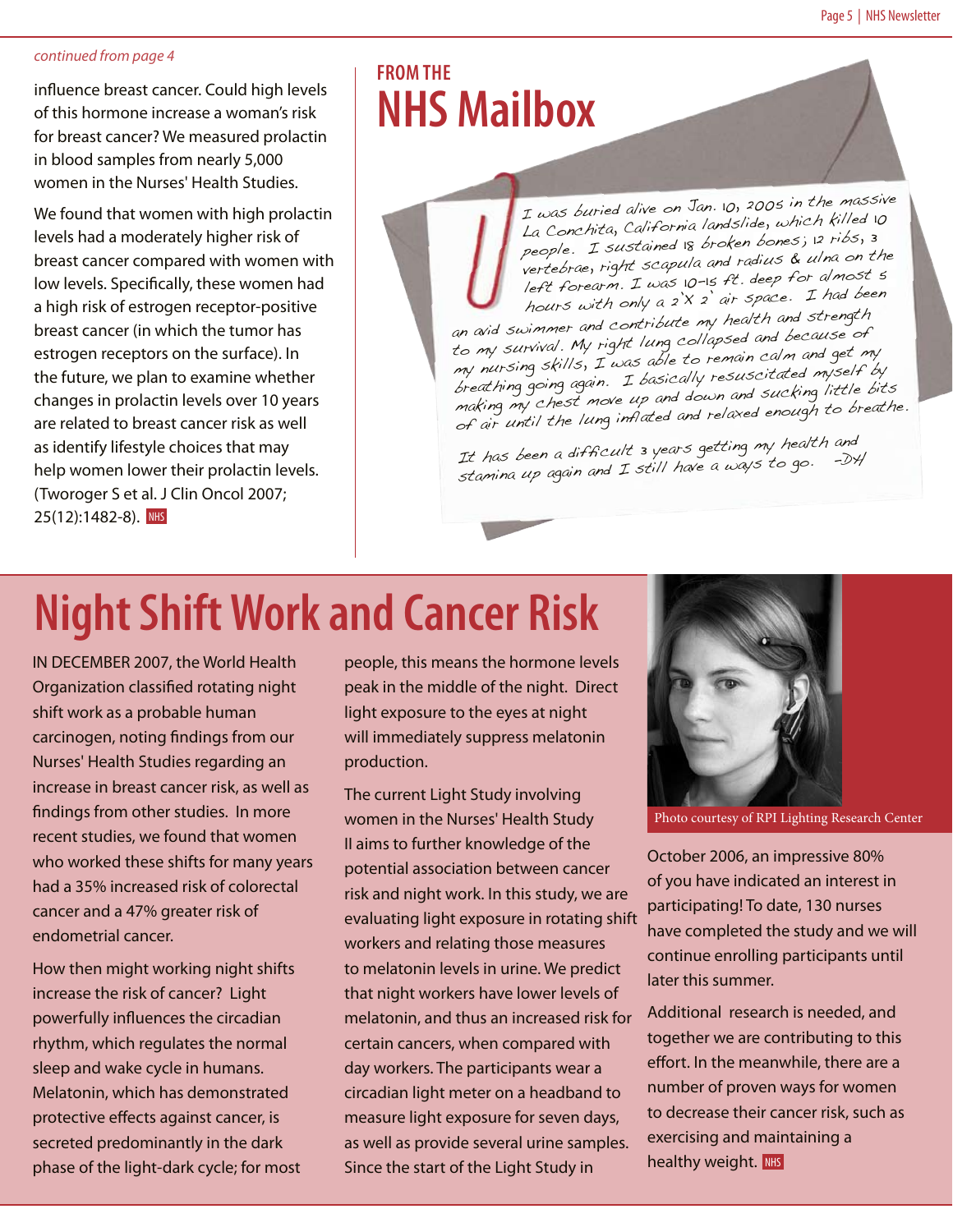*continued from page 4*

influence breast cancer. Could high levels of this hormone increase a woman's risk for breast cancer? We measured prolactin in blood samples from nearly 5,000 women in the Nurses' Health Studies.

We found that women with high prolactin levels had a moderately higher risk of breast cancer compared with women with low levels. Specifically, these women had a high risk of estrogen receptor-positive breast cancer (in which the tumor has estrogen receptors on the surface). In the future, we plan to examine whether changes in prolactin levels over 10 years are related to breast cancer risk as well as identify lifestyle choices that may help women lower their prolactin levels. (Tworoger S et al. J Clin Oncol 2007; 25(12):1482-8). NHS

## FROM THE NHS Mailbox

I was buried alive on Jan. 10, 2005 in the massive La Conchita, California landslide, which killed 10 people. I sustained 18 broken bones; 12 ribs, 3 vertebrae, right scapula and radius & ulna on the left forearm. I was 10-15 ft. deep for almost 5 hours with only a 2' X 2' air space. I had been an avid swimmer and contribute my health and strength to my survival. My right lung collapsed and because of my nursing skills, I was able to remain calm and get my breathing going again. I basically resuscitated myself by making my chest move up and down and sucking little bits of air until the lung inflated and relaxed enough to breathe.

It has been a difficult 3 years getting my health and stamina up again and I still have a ways to go. -DH

# Night Shift Work and Cancer Risk

IN DECEMBER 2007, the World Health Organization classified rotating night shift work as a probable human carcinogen, noting findings from our Nurses' Health Studies regarding an increase in breast cancer risk, as well as findings from other studies. In more recent studies, we found that women who worked these shifts for many years had a 35% increased risk of colorectal cancer and a 47% greater risk of endometrial cancer.

How then might working night shifts increase the risk of cancer? Light powerfully influences the circadian rhythm, which regulates the normal sleep and wake cycle in humans. Melatonin, which has demonstrated protective effects against cancer, is secreted predominantly in the dark phase of the light-dark cycle; for most people, this means the hormone levels peak in the middle of the night. Direct light exposure to the eyes at night will immediately suppress melatonin production.

The current Light Study involving women in the Nurses' Health Study II aims to further knowledge of the potential association between cancer risk and night work. In this study, we are evaluating light exposure in rotating shift workers and relating those measures to melatonin levels in urine. We predict that night workers have lower levels of melatonin, and thus an increased risk for certain cancers, when compared with day workers. The participants wear a circadian light meter on a headband to measure light exposure for seven days, as well as provide several urine samples. Since the start of the Light Study in October 2006, an impressive 80% of you have indicated an interest in participating! To date, 130 nurses have completed the study and we will continue enrolling participants until later this summer.

Photo courtesy of RPI Lighting Research Center

Additional research is needed, and together we are contributing to this effort. In the meanwhile, there are a number of proven ways for women to decrease their cancer risk, such as exercising and maintaining a healthy weight. NHS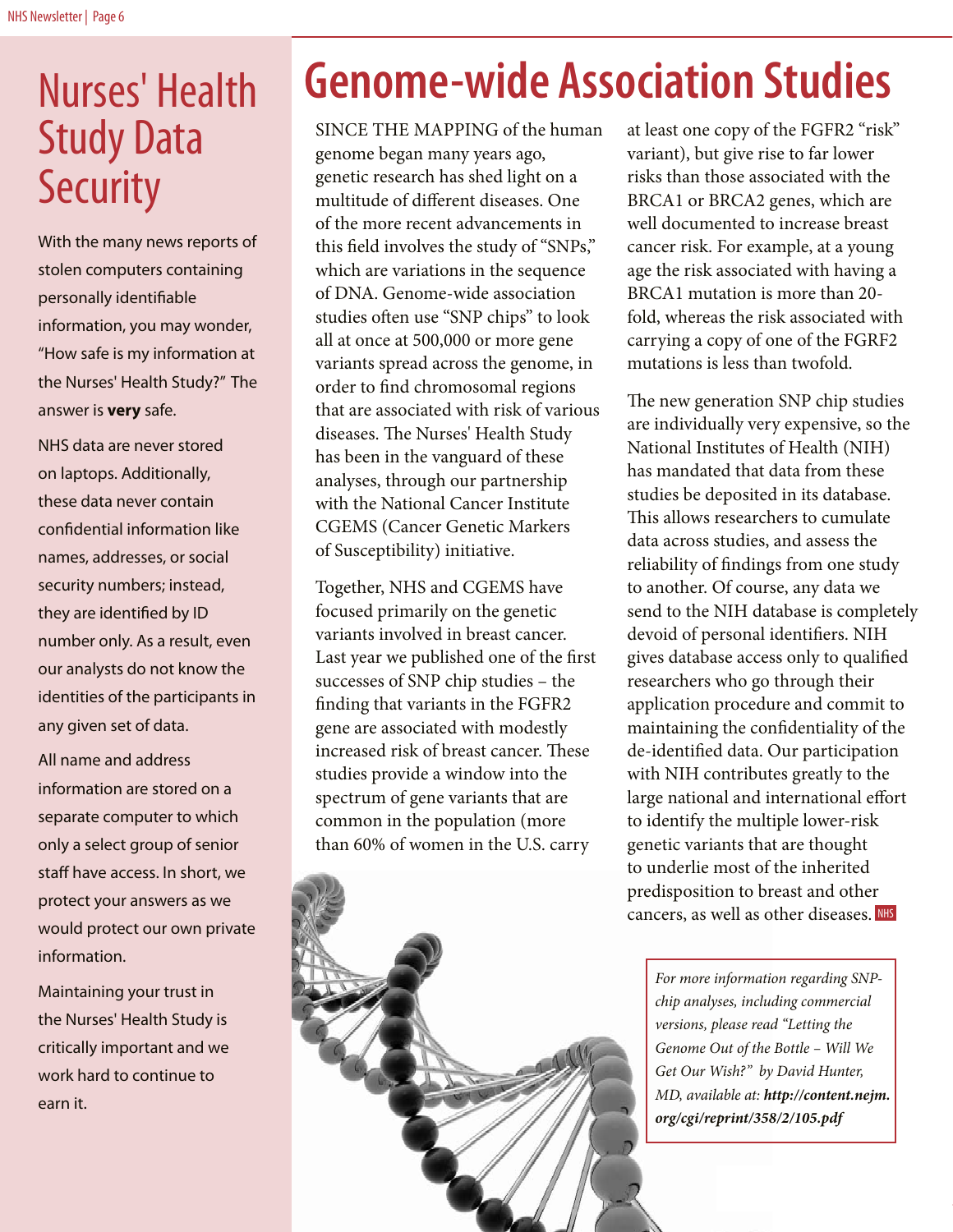# Nurses' Health Study Data Security

With the many news reports of stolen computers containing personally identifiable information, you may wonder, "How safe is my information at the Nurses' Health Study?" The answer is **very** safe.

NHS data are never stored on laptops. Additionally, these data never contain confidential information like names, addresses, or social security numbers; instead, they are identified by ID number only. As a result, even our analysts do not know the identities of the participants in any given set of data.

All name and address information are stored on a separate computer to which only a select group of senior staff have access. In short, we protect your answers as we would protect our own private information.

Maintaining your trust in the Nurses' Health Study is critically important and we work hard to continue to earn it.

# Genome-wide Association Studies

SINCE THE MAPPING of the human genome began many years ago, genetic research has shed light on a multitude of different diseases. One of the more recent advancements in this field involves the study of "SNPs," which are variations in the sequence of DNA. Genome-wide association studies often use "SNP chips" to look all at once at 500,000 or more gene variants spread across the genome, in order to find chromosomal regions that are associated with risk of various diseases. The Nurses' Health Study has been in the vanguard of these analyses, through our partnership with the National Cancer Institute CGEMS (Cancer Genetic Markers of Susceptibility) initiative.

Together, NHS and CGEMS have focused primarily on the genetic variants involved in breast cancer. Last year we published one of the first successes of SNP chip studies – the finding that variants in the FGFR2 gene are associated with modestly increased risk of breast cancer. These studies provide a window into the spectrum of gene variants that are common in the population (more than 60% of women in the U.S. carry at least one copy of the FGFR2 "risk" variant), but give rise to far lower risks than those associated with the BRCA1 or BRCA2 genes, which are well documented to increase breast cancer risk. For example, at a young age the risk associated with having a BRCA1 mutation is more than 20-fold, whereas the risk associated with carrying a copy of one of the FGRF2 mutations is less than twofold.

The new generation SNP chip studies are individually very expensive, so the National Institutes of Health (NIH) has mandated that data from these studies be deposited in its database. This allows researchers to cumulate data across studies, and assess the reliability of findings from one study to another. Of course, any data we send to the NIH database is completely devoid of personal identifiers. NIH gives database access only to qualified researchers who go through their application procedure and commit to maintaining the confidentiality of the de-identified data. Our participation with NIH contributes greatly to the large national and international effort to identify the multiple lower-risk genetic variants that are thought to underlie most of the inherited predisposition to breast and other cancers, as well as other diseases.

*For more information regarding SNP-chip analyses, including commercial versions, please read "Letting the Genome Out of the Bottle – Will We Get Our Wish?" by David Hunter, MD, available at:* ***http://content.nejm.org/cgi/reprint/358/2/105.pdf***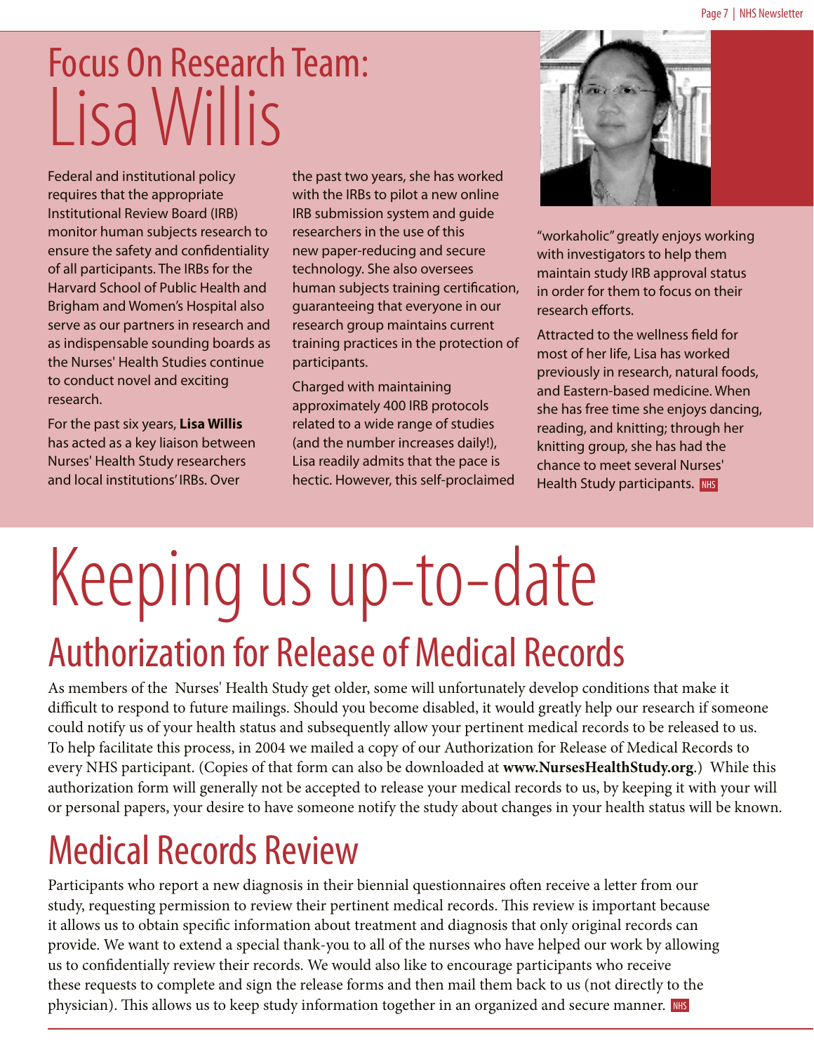# Focus On Research Team: Lisa Willis

Federal and institutional policy requires that the appropriate Institutional Review Board (IRB) monitor human subjects research to ensure the safety and confidentiality of all participants. The IRBs for the Harvard School of Public Health and Brigham and Women's Hospital also serve as our partners in research and as indispensable sounding boards as the Nurses' Health Studies continue to conduct novel and exciting research.

For the past six years, **Lisa Willis** has acted as a key liaison between Nurses' Health Study researchers and local institutions' IRBs. Over the past two years, she has worked with the IRBs to pilot a new online IRB submission system and guide researchers in the use of this new paper-reducing and secure technology. She also oversees human subjects training certification, guaranteeing that everyone in our research group maintains current training practices in the protection of participants.

Charged with maintaining approximately 400 IRB protocols related to a wide range of studies (and the number increases daily!), Lisa readily admits that the pace is hectic. However, this self-proclaimed "workaholic" greatly enjoys working with investigators to help them maintain study IRB approval status in order for them to focus on their research efforts.

Attracted to the wellness field for most of her life, Lisa has worked previously in research, natural foods, and Eastern-based medicine. When she has free time she enjoys dancing, reading, and knitting; through her knitting group, she has had the chance to meet several Nurses' Health Study participants. NHS

# Keeping us up-to-date

## Authorization for Release of Medical Records

As members of the Nurses' Health Study get older, some will unfortunately develop conditions that make it difficult to respond to future mailings. Should you become disabled, it would greatly help our research if someone could notify us of your health status and subsequently allow your pertinent medical records to be released to us. To help facilitate this process, in 2004 we mailed a copy of our Authorization for Release of Medical Records to every NHS participant. (Copies of that form can also be downloaded at **www.NursesHealthStudy.org**.) While this authorization form will generally not be accepted to release your medical records to us, by keeping it with your will or personal papers, your desire to have someone notify the study about changes in your health status will be known.

## Medical Records Review

Participants who report a new diagnosis in their biennial questionnaires often receive a letter from our study, requesting permission to review their pertinent medical records. This review is important because it allows us to obtain specific information about treatment and diagnosis that only original records can provide. We want to extend a special thank-you to all of the nurses who have helped our work by allowing us to confidentially review their records. We would also like to encourage participants who receive these requests to complete and sign the release forms and then mail them back to us (not directly to the physician). This allows us to keep study information together in an organized and secure manner. NHS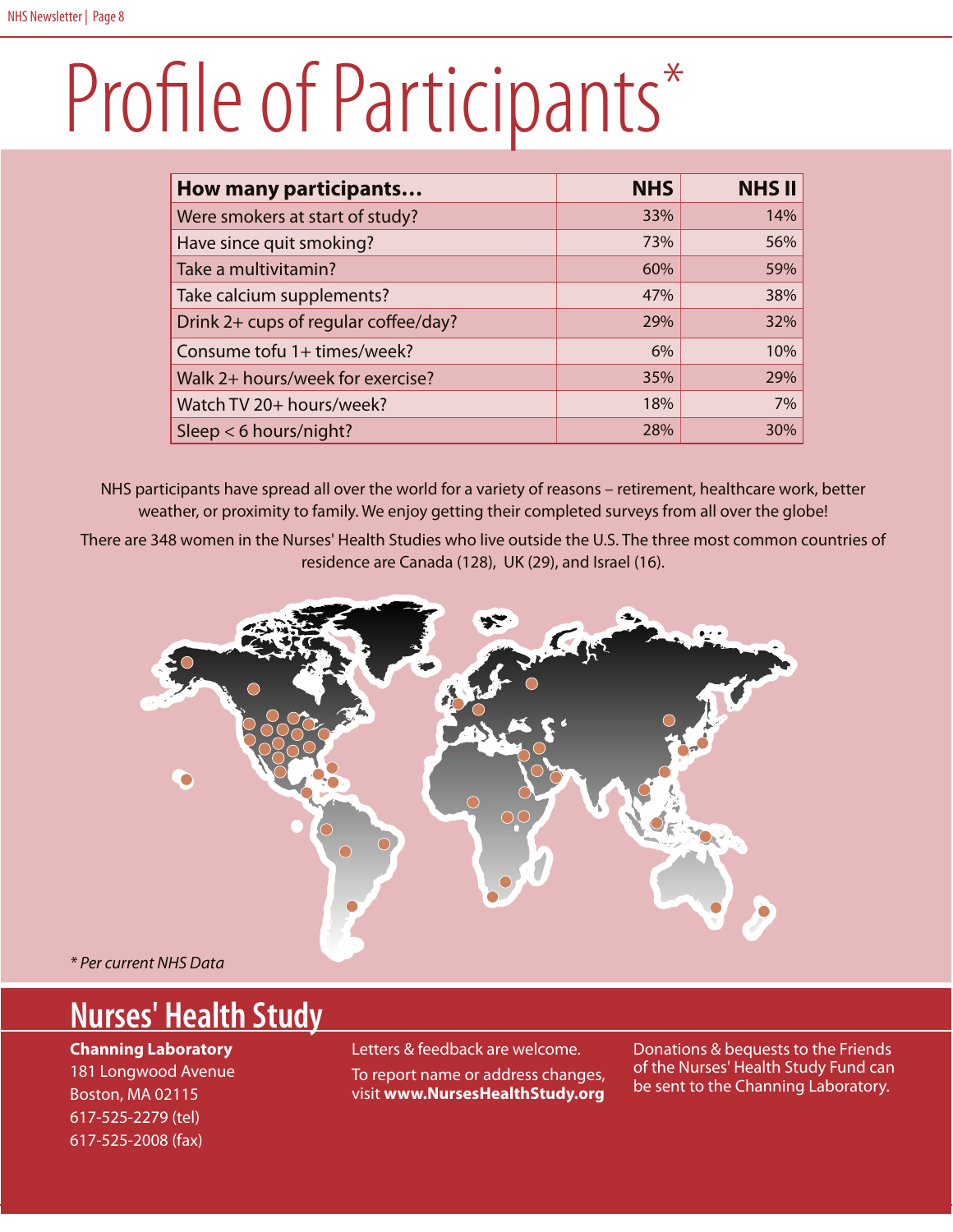# Profile of Participants*

| How many participants… | NHS | NHS II |
|---|---|---|
| Were smokers at start of study? | 33% | 14% |
| Have since quit smoking? | 73% | 56% |
| Take a multivitamin? | 60% | 59% |
| Take calcium supplements? | 47% | 38% |
| Drink 2+ cups of regular coffee/day? | 29% | 32% |
| Consume tofu 1+ times/week? | 6% | 10% |
| Walk 2+ hours/week for exercise? | 35% | 29% |
| Watch TV 20+ hours/week? | 18% | 7% |
| Sleep < 6 hours/night? | 28% | 30% |

NHS participants have spread all over the world for a variety of reasons – retirement, healthcare work, better weather, or proximity to family. We enjoy getting their completed surveys from all over the globe!

There are 348 women in the Nurses' Health Studies who live outside the U.S. The three most common countries of residence are Canada (128), UK (29), and Israel (16).

*\* Per current NHS Data*

## Nurses' Health Study

**Channing Laboratory**
181 Longwood Avenue
Boston, MA 02115
617-525-2279 (tel)
617-525-2008 (fax)

Letters & feedback are welcome.

To report name or address changes, visit **www.NursesHealthStudy.org**

Donations & bequests to the Friends of the Nurses' Health Study Fund can be sent to the Channing Laboratory.